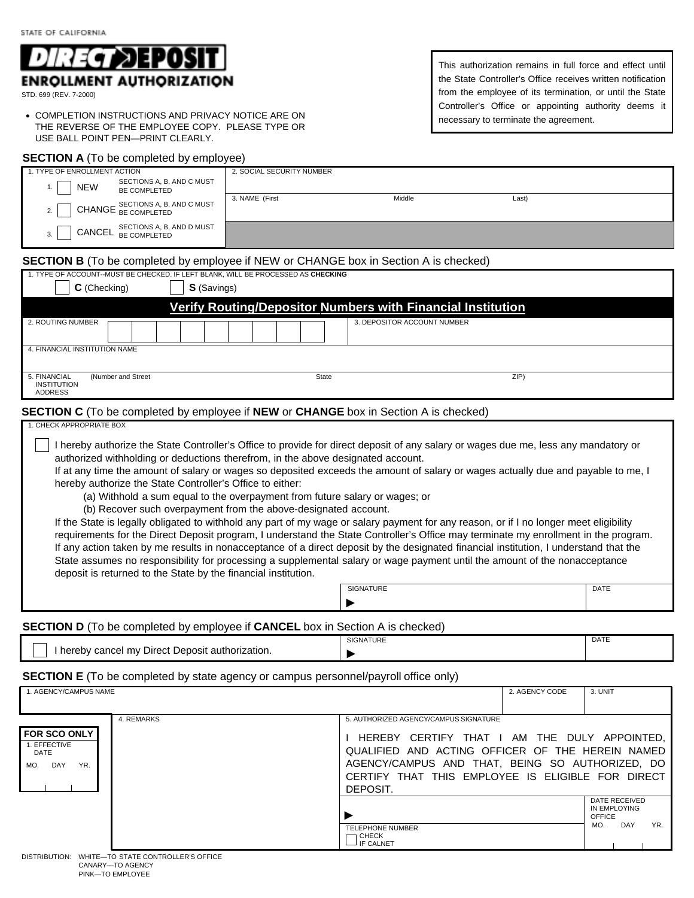STATE OF CALIFORNIA

# DIRECT DEPOSIT

## ENROLLMENT AUTHORIZATION

STD. 699 (REV. 7-2000)

- COMPLETION INSTRUCTIONS AND PRIVACY NOTICE ARE ON THE REVERSE OF THE EMPLOYEE COPY. PLEASE TYPE OR USE BALL POINT PEN—PRINT CLEARLY.

This authorization remains in full force and effect until the State Controller's Office receives written notification from the employee of its termination, or until the State Controller's Office or appointing authority deems it necessary to terminate the agreement.

### SECTION A (To be completed by employee)

| 1. TYPE OF ENROLLMENT ACTION | 2. SOCIAL SECURITY NUMBER |
|---|---|
| 1. ☐ NEW — SECTIONS A, B, AND C MUST BE COMPLETED | |
| 2. ☐ CHANGE — SECTIONS A, B, AND C MUST BE COMPLETED | 3. NAME (First Middle Last) |
| 3. ☐ CANCEL — SECTIONS A, B, AND D MUST BE COMPLETED | |

### SECTION B (To be completed by employee if NEW or CHANGE box in Section A is checked)

1. TYPE OF ACCOUNT--MUST BE CHECKED. IF LEFT BLANK, WILL BE PROCESSED AS **CHECKING**

☐ **C** (Checking) ☐ **S** (Savings)

**Verify Routing/Depositor Numbers with Financial Institution**

| 2. ROUTING NUMBER | 3. DEPOSITOR ACCOUNT NUMBER |
|---|---|
| 4. FINANCIAL INSTITUTION NAME | |
| 5. FINANCIAL INSTITUTION ADDRESS (Number and Street) State ZIP) | |

### SECTION C (To be completed by employee if **NEW** or **CHANGE** box in Section A is checked)

1. CHECK APPROPRIATE BOX

☐ I hereby authorize the State Controller's Office to provide for direct deposit of any salary or wages due me, less any mandatory or authorized withholding or deductions therefrom, in the above designated account.
If at any time the amount of salary or wages so deposited exceeds the amount of salary or wages actually due and payable to me, I hereby authorize the State Controller's Office to either:
(a) Withhold a sum equal to the overpayment from future salary or wages; or
(b) Recover such overpayment from the above-designated account.
If the State is legally obligated to withhold any part of my wage or salary payment for any reason, or if I no longer meet eligibility requirements for the Direct Deposit program, I understand the State Controller's Office may terminate my enrollment in the program.
If any action taken by me results in nonacceptance of a direct deposit by the designated financial institution, I understand that the State assumes no responsibility for processing a supplemental salary or wage payment until the amount of the nonacceptance deposit is returned to the State by the financial institution.

| SIGNATURE | DATE |
|---|---|
| ▶ | |

### SECTION D (To be completed by employee if **CANCEL** box in Section A is checked)

| | SIGNATURE | DATE |
|---|---|---|
| ☐ I hereby cancel my Direct Deposit authorization. | ▶ | |

### SECTION E (To be completed by state agency or campus personnel/payroll office only)

| 1. AGENCY/CAMPUS NAME | 2. AGENCY CODE | 3. UNIT |
|---|---|---|
| | | |

**FOR SCO ONLY**
1. EFFECTIVE DATE
MO. DAY YR.

4. REMARKS

5. AUTHORIZED AGENCY/CAMPUS SIGNATURE

I HEREBY CERTIFY THAT I AM THE DULY APPOINTED, QUALIFIED AND ACTING OFFICER OF THE HEREIN NAMED AGENCY/CAMPUS AND THAT, BEING SO AUTHORIZED, DO CERTIFY THAT THIS EMPLOYEE IS ELIGIBLE FOR DIRECT DEPOSIT.

▶

TELEPHONE NUMBER ☐ CHECK IF CALNET

DATE RECEIVED IN EMPLOYING OFFICE
MO. DAY YR.

DISTRIBUTION: WHITE—TO STATE CONTROLLER'S OFFICE
CANARY—TO AGENCY
PINK—TO EMPLOYEE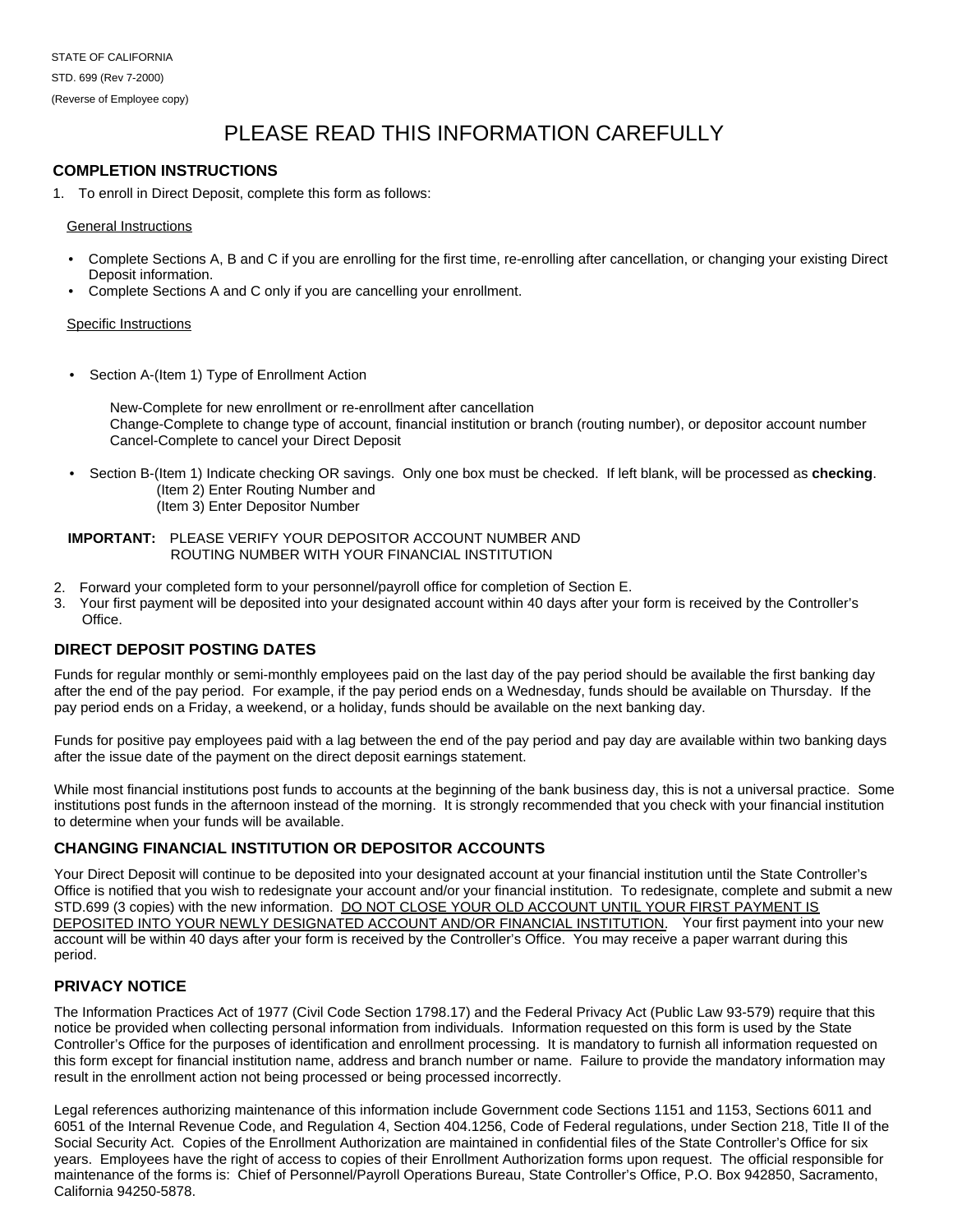STATE OF CALIFORNIA

STD. 699 (Rev 7-2000)

(Reverse of Employee copy)

# PLEASE READ THIS INFORMATION CAREFULLY

## COMPLETION INSTRUCTIONS

1. To enroll in Direct Deposit, complete this form as follows:

   General Instructions

   - Complete Sections A, B and C if you are enrolling for the first time, re-enrolling after cancellation, or changing your existing Direct Deposit information.
   - Complete Sections A and C only if you are cancelling your enrollment.

   Specific Instructions

   - Section A-(Item 1) Type of Enrollment Action

     New-Complete for new enrollment or re-enrollment after cancellation
     Change-Complete to change type of account, financial institution or branch (routing number), or depositor account number
     Cancel-Complete to cancel your Direct Deposit

   - Section B-(Item 1) Indicate checking OR savings. Only one box must be checked. If left blank, will be processed as **checking**.
     (Item 2) Enter Routing Number and
     (Item 3) Enter Depositor Number

   **IMPORTANT:** PLEASE VERIFY YOUR DEPOSITOR ACCOUNT NUMBER AND ROUTING NUMBER WITH YOUR FINANCIAL INSTITUTION

2. Forward your completed form to your personnel/payroll office for completion of Section E.
3. Your first payment will be deposited into your designated account within 40 days after your form is received by the Controller's Office.

## DIRECT DEPOSIT POSTING DATES

Funds for regular monthly or semi-monthly employees paid on the last day of the pay period should be available the first banking day after the end of the pay period. For example, if the pay period ends on a Wednesday, funds should be available on Thursday. If the pay period ends on a Friday, a weekend, or a holiday, funds should be available on the next banking day.

Funds for positive pay employees paid with a lag between the end of the pay period and pay day are available within two banking days after the issue date of the payment on the direct deposit earnings statement.

While most financial institutions post funds to accounts at the beginning of the bank business day, this is not a universal practice. Some institutions post funds in the afternoon instead of the morning. It is strongly recommended that you check with your financial institution to determine when your funds will be available.

## CHANGING FINANCIAL INSTITUTION OR DEPOSITOR ACCOUNTS

Your Direct Deposit will continue to be deposited into your designated account at your financial institution until the State Controller's Office is notified that you wish to redesignate your account and/or your financial institution. To redesignate, complete and submit a new STD.699 (3 copies) with the new information. DO NOT CLOSE YOUR OLD ACCOUNT UNTIL YOUR FIRST PAYMENT IS DEPOSITED INTO YOUR NEWLY DESIGNATED ACCOUNT AND/OR FINANCIAL INSTITUTION. Your first payment into your new account will be within 40 days after your form is received by the Controller's Office. You may receive a paper warrant during this period.

## PRIVACY NOTICE

The Information Practices Act of 1977 (Civil Code Section 1798.17) and the Federal Privacy Act (Public Law 93-579) require that this notice be provided when collecting personal information from individuals. Information requested on this form is used by the State Controller's Office for the purposes of identification and enrollment processing. It is mandatory to furnish all information requested on this form except for financial institution name, address and branch number or name. Failure to provide the mandatory information may result in the enrollment action not being processed or being processed incorrectly.

Legal references authorizing maintenance of this information include Government code Sections 1151 and 1153, Sections 6011 and 6051 of the Internal Revenue Code, and Regulation 4, Section 404.1256, Code of Federal regulations, under Section 218, Title II of the Social Security Act. Copies of the Enrollment Authorization are maintained in confidential files of the State Controller's Office for six years. Employees have the right of access to copies of their Enrollment Authorization forms upon request. The official responsible for maintenance of the forms is: Chief of Personnel/Payroll Operations Bureau, State Controller's Office, P.O. Box 942850, Sacramento, California 94250-5878.